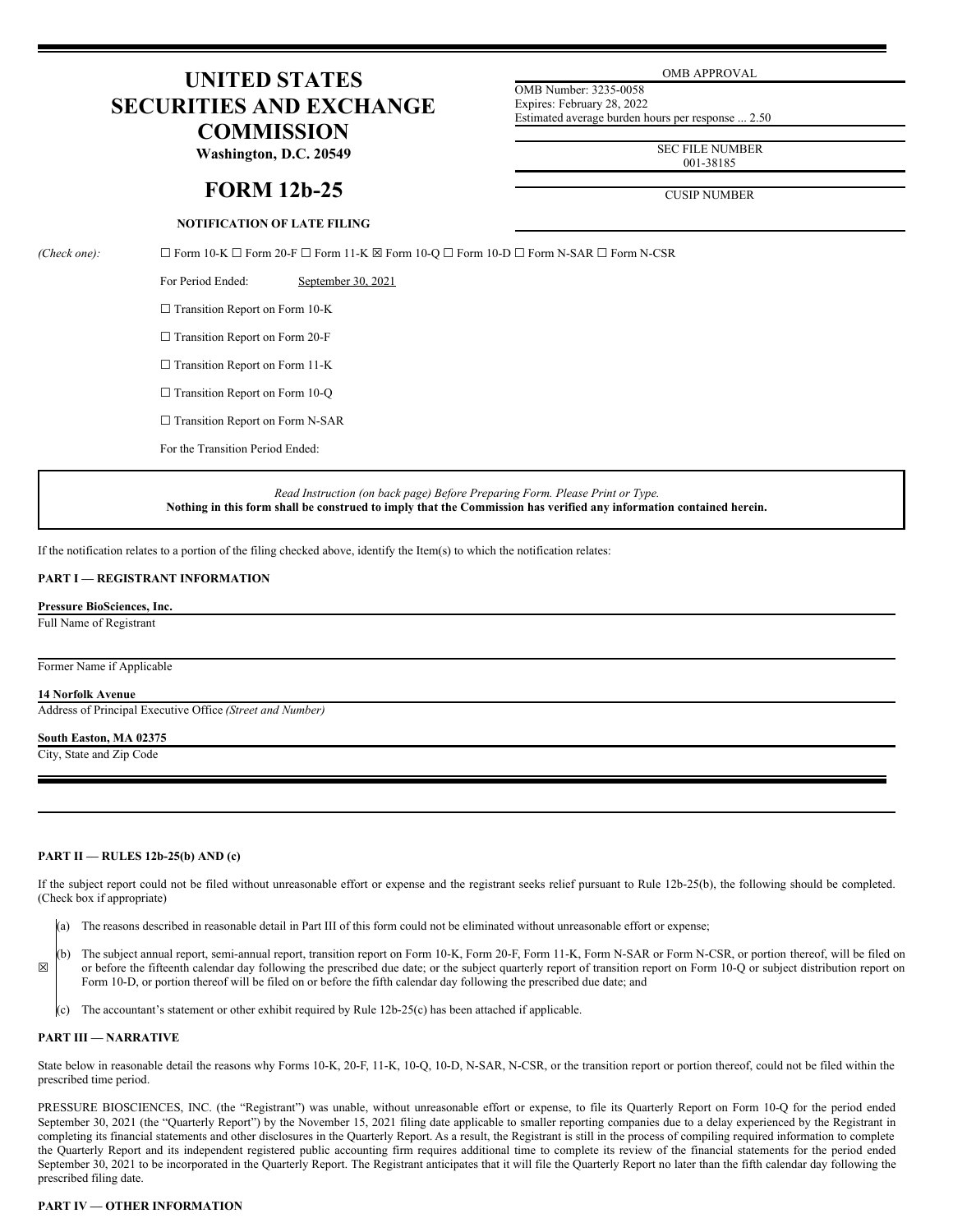# UNITED STATES SECURITIES AND EXCHANGE COMMISSION

**Washington, D.C. 20549**

# FORM 12b-25

**NOTIFICATION OF LATE FILING**

| OMB APPROVAL |
|---|
| OMB Number: 3235-0058 |
| Expires: February 28, 2022 |
| Estimated average burden hours per response ... 2.50 |

| SEC FILE NUMBER |
|---|
| 001-38185 |

| CUSIP NUMBER |
|---|
| |

*(Check one):* ☐ Form 10-K ☐ Form 20-F ☐ Form 11-K ☒ Form 10-Q ☐ Form 10-D ☐ Form N-SAR ☐ Form N-CSR

For Period Ended: September 30, 2021

☐ Transition Report on Form 10-K

☐ Transition Report on Form 20-F

☐ Transition Report on Form 11-K

☐ Transition Report on Form 10-Q

☐ Transition Report on Form N-SAR

For the Transition Period Ended:

*Read Instruction (on back page) Before Preparing Form. Please Print or Type.*
**Nothing in this form shall be construed to imply that the Commission has verified any information contained herein.**

If the notification relates to a portion of the filing checked above, identify the Item(s) to which the notification relates:

**PART I — REGISTRANT INFORMATION**

**Pressure BioSciences, Inc.**
Full Name of Registrant

Former Name if Applicable

**14 Norfolk Avenue**
Address of Principal Executive Office *(Street and Number)*

**South Easton, MA 02375**
City, State and Zip Code

**PART II — RULES 12b-25(b) AND (c)**

If the subject report could not be filed without unreasonable effort or expense and the registrant seeks relief pursuant to Rule 12b-25(b), the following should be completed. (Check box if appropriate)

☒

(a) The reasons described in reasonable detail in Part III of this form could not be eliminated without unreasonable effort or expense;

(b) The subject annual report, semi-annual report, transition report on Form 10-K, Form 20-F, Form 11-K, Form N-SAR or Form N-CSR, or portion thereof, will be filed on or before the fifteenth calendar day following the prescribed due date; or the subject quarterly report of transition report on Form 10-Q or subject distribution report on Form 10-D, or portion thereof will be filed on or before the fifth calendar day following the prescribed due date; and

(c) The accountant's statement or other exhibit required by Rule 12b-25(c) has been attached if applicable.

**PART III — NARRATIVE**

State below in reasonable detail the reasons why Forms 10-K, 20-F, 11-K, 10-Q, 10-D, N-SAR, N-CSR, or the transition report or portion thereof, could not be filed within the prescribed time period.

PRESSURE BIOSCIENCES, INC. (the "Registrant") was unable, without unreasonable effort or expense, to file its Quarterly Report on Form 10-Q for the period ended September 30, 2021 (the "Quarterly Report") by the November 15, 2021 filing date applicable to smaller reporting companies due to a delay experienced by the Registrant in completing its financial statements and other disclosures in the Quarterly Report. As a result, the Registrant is still in the process of compiling required information to complete the Quarterly Report and its independent registered public accounting firm requires additional time to complete its review of the financial statements for the period ended September 30, 2021 to be incorporated in the Quarterly Report. The Registrant anticipates that it will file the Quarterly Report no later than the fifth calendar day following the prescribed filing date.

**PART IV — OTHER INFORMATION**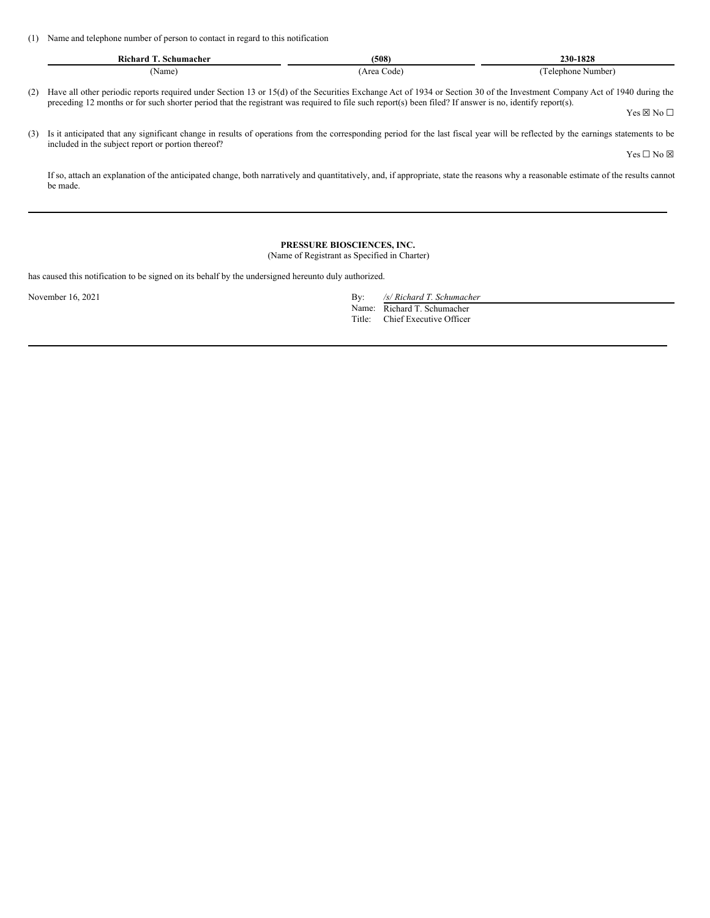(1) Name and telephone number of person to contact in regard to this notification

| **Richard T. Schumacher** | **(508)** | **230-1828** |
|---|---|---|
| (Name) | (Area Code) | (Telephone Number) |

(2) Have all other periodic reports required under Section 13 or 15(d) of the Securities Exchange Act of 1934 or Section 30 of the Investment Company Act of 1940 during the preceding 12 months or for such shorter period that the registrant was required to file such report(s) been filed? If answer is no, identify report(s).

Yes ☒ No ☐

(3) Is it anticipated that any significant change in results of operations from the corresponding period for the last fiscal year will be reflected by the earnings statements to be included in the subject report or portion thereof?

Yes ☐ No ☒

If so, attach an explanation of the anticipated change, both narratively and quantitatively, and, if appropriate, state the reasons why a reasonable estimate of the results cannot be made.

---

**PRESSURE BIOSCIENCES, INC.**

(Name of Registrant as Specified in Charter)

has caused this notification to be signed on its behalf by the undersigned hereunto duly authorized.

November 16, 2021

By: */s/ Richard T. Schumacher*
Name: Richard T. Schumacher
Title: Chief Executive Officer